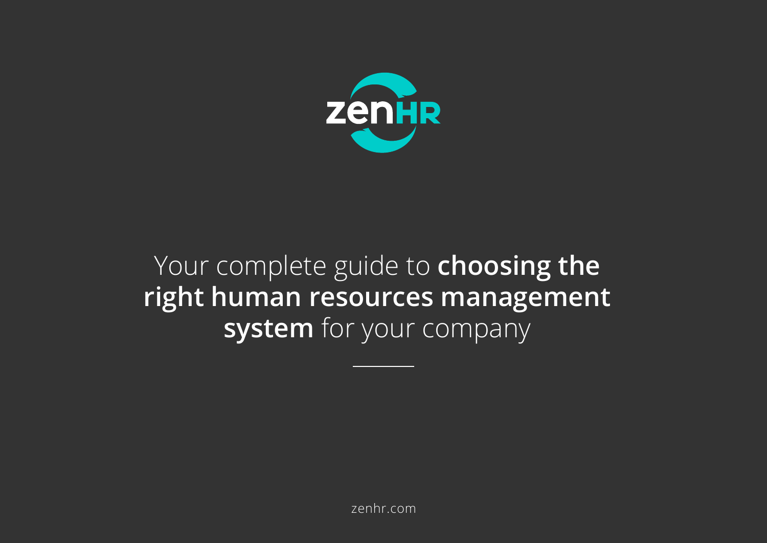zenHR

# Your complete guide to **choosing the right human resources management system** for your company

zenhr.com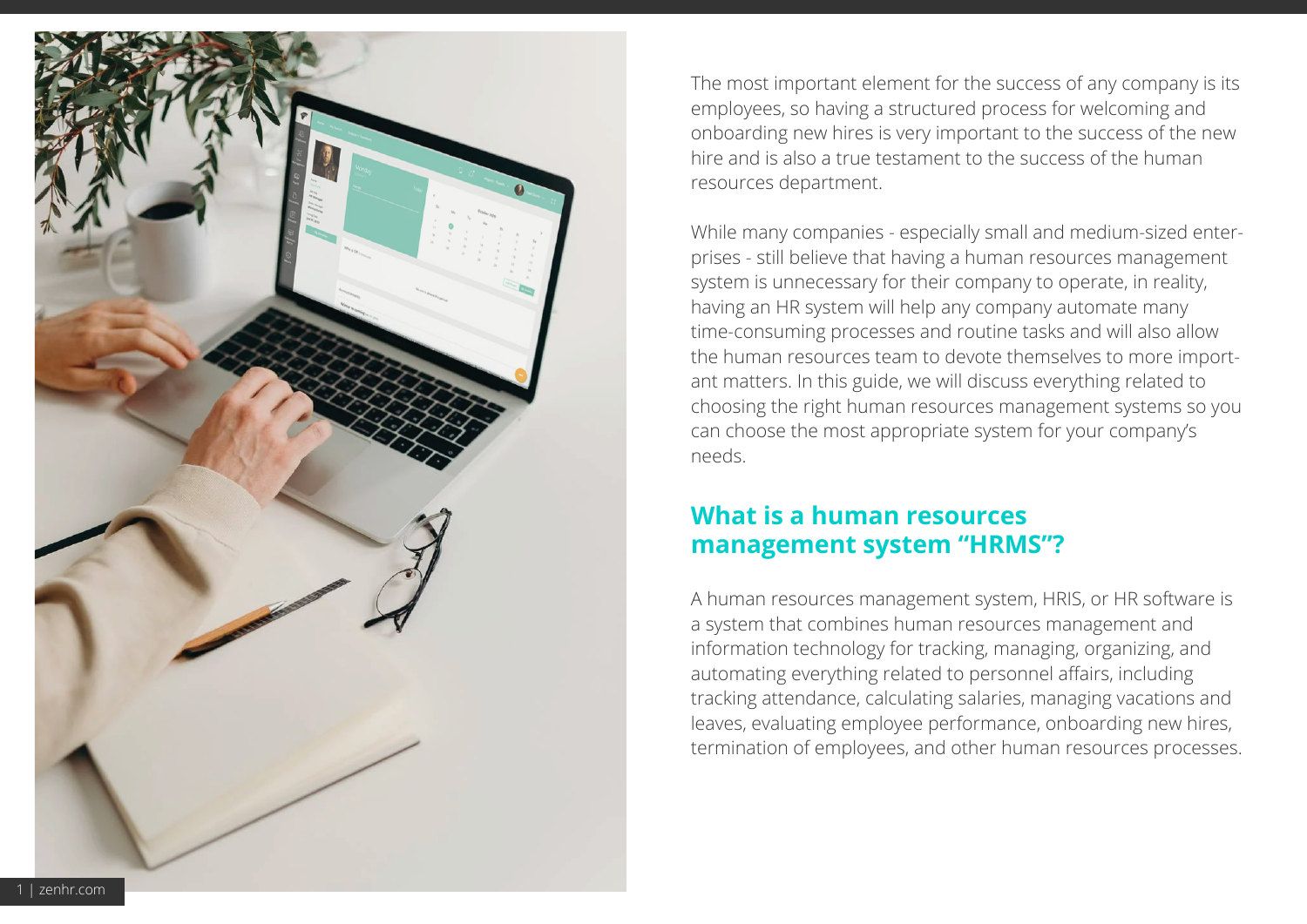The most important element for the success of any company is its employees, so having a structured process for welcoming and onboarding new hires is very important to the success of the new hire and is also a true testament to the success of the human resources department.

While many companies - especially small and medium-sized enterprises - still believe that having a human resources management system is unnecessary for their company to operate, in reality, having an HR system will help any company automate many time-consuming processes and routine tasks and will also allow the human resources team to devote themselves to more important matters. In this guide, we will discuss everything related to choosing the right human resources management systems so you can choose the most appropriate system for your company's needs.

## What is a human resources management system "HRMS"?

A human resources management system, HRIS, or HR software is a system that combines human resources management and information technology for tracking, managing, organizing, and automating everything related to personnel affairs, including tracking attendance, calculating salaries, managing vacations and leaves, evaluating employee performance, onboarding new hires, termination of employees, and other human resources processes.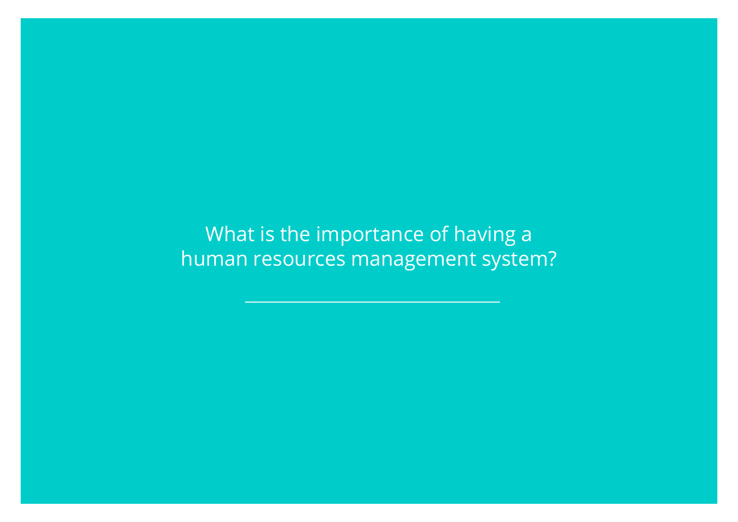What is the importance of having a human resources management system?

---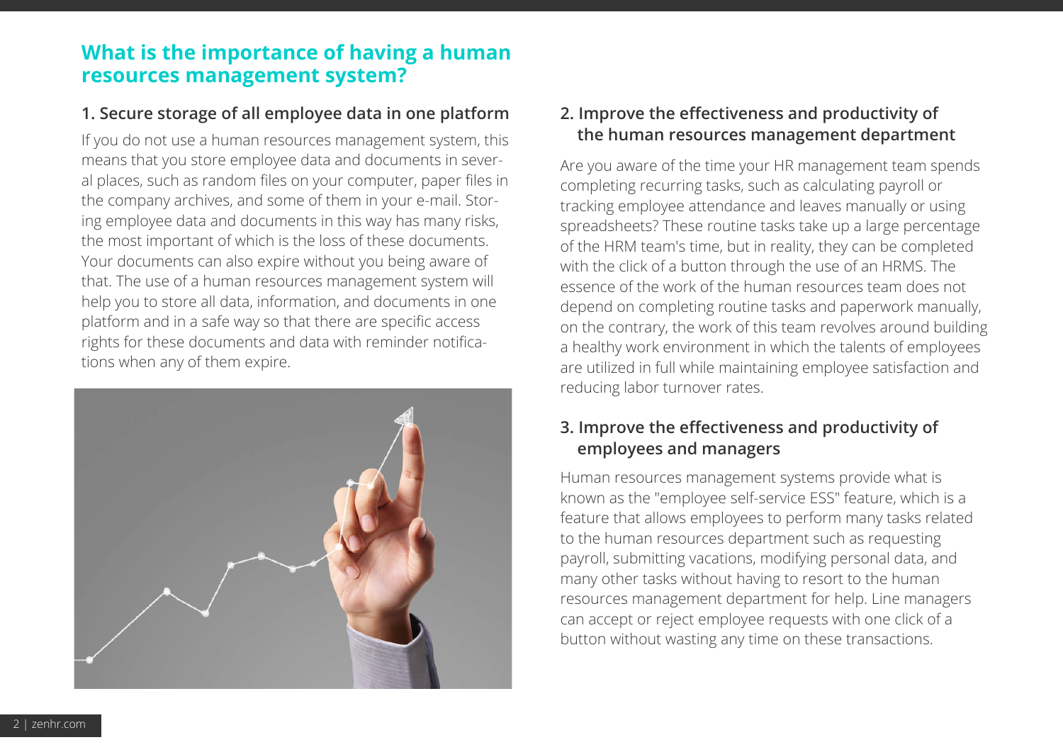## What is the importance of having a human resources management system?

### 1. Secure storage of all employee data in one platform

If you do not use a human resources management system, this means that you store employee data and documents in several places, such as random files on your computer, paper files in the company archives, and some of them in your e-mail. Storing employee data and documents in this way has many risks, the most important of which is the loss of these documents. Your documents can also expire without you being aware of that. The use of a human resources management system will help you to store all data, information, and documents in one platform and in a safe way so that there are specific access rights for these documents and data with reminder notifications when any of them expire.

### 2. Improve the effectiveness and productivity of the human resources management department

Are you aware of the time your HR management team spends completing recurring tasks, such as calculating payroll or tracking employee attendance and leaves manually or using spreadsheets? These routine tasks take up a large percentage of the HRM team's time, but in reality, they can be completed with the click of a button through the use of an HRMS. The essence of the work of the human resources team does not depend on completing routine tasks and paperwork manually, on the contrary, the work of this team revolves around building a healthy work environment in which the talents of employees are utilized in full while maintaining employee satisfaction and reducing labor turnover rates.

### 3. Improve the effectiveness and productivity of employees and managers

Human resources management systems provide what is known as the "employee self-service ESS" feature, which is a feature that allows employees to perform many tasks related to the human resources department such as requesting payroll, submitting vacations, modifying personal data, and many other tasks without having to resort to the human resources management department for help. Line managers can accept or reject employee requests with one click of a button without wasting any time on these transactions.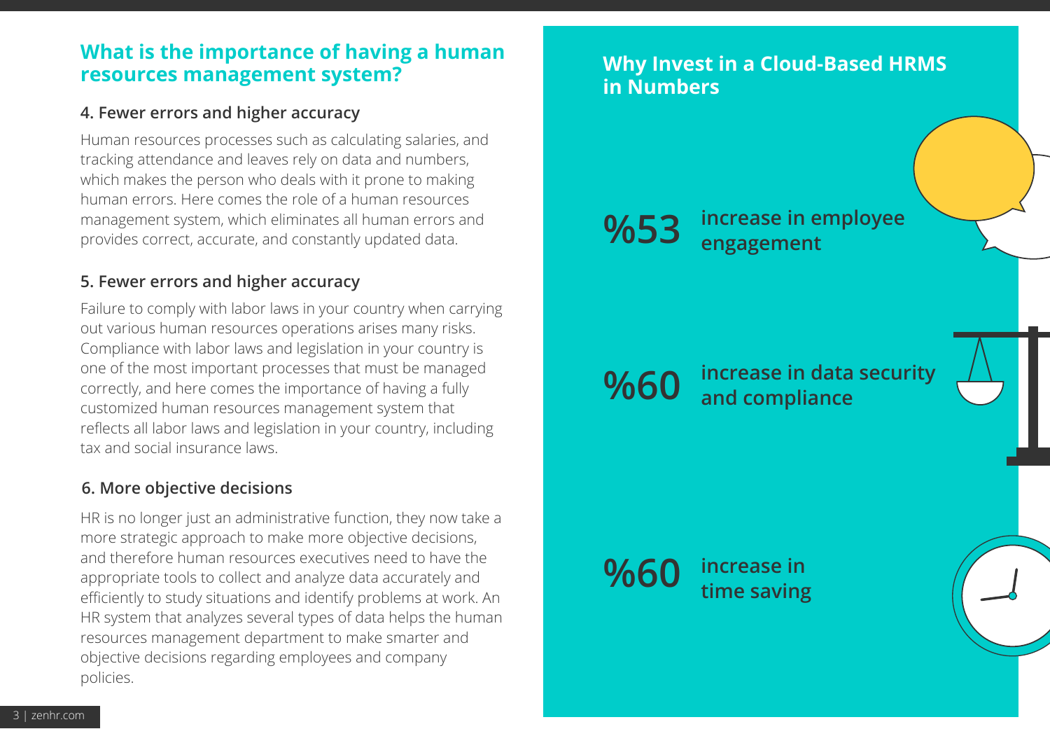## What is the importance of having a human resources management system?

### 4. Fewer errors and higher accuracy

Human resources processes such as calculating salaries, and tracking attendance and leaves rely on data and numbers, which makes the person who deals with it prone to making human errors. Here comes the role of a human resources management system, which eliminates all human errors and provides correct, accurate, and constantly updated data.

### 5. Fewer errors and higher accuracy

Failure to comply with labor laws in your country when carrying out various human resources operations arises many risks. Compliance with labor laws and legislation in your country is one of the most important processes that must be managed correctly, and here comes the importance of having a fully customized human resources management system that reflects all labor laws and legislation in your country, including tax and social insurance laws.

### 6. More objective decisions

HR is no longer just an administrative function, they now take a more strategic approach to make more objective decisions, and therefore human resources executives need to have the appropriate tools to collect and analyze data accurately and efficiently to study situations and identify problems at work. An HR system that analyzes several types of data helps the human resources management department to make smarter and objective decisions regarding employees and company policies.

## Why Invest in a Cloud-Based HRMS in Numbers

**%53** **increase in employee engagement**

**%60** **increase in data security and compliance**

**%60** **increase in time saving**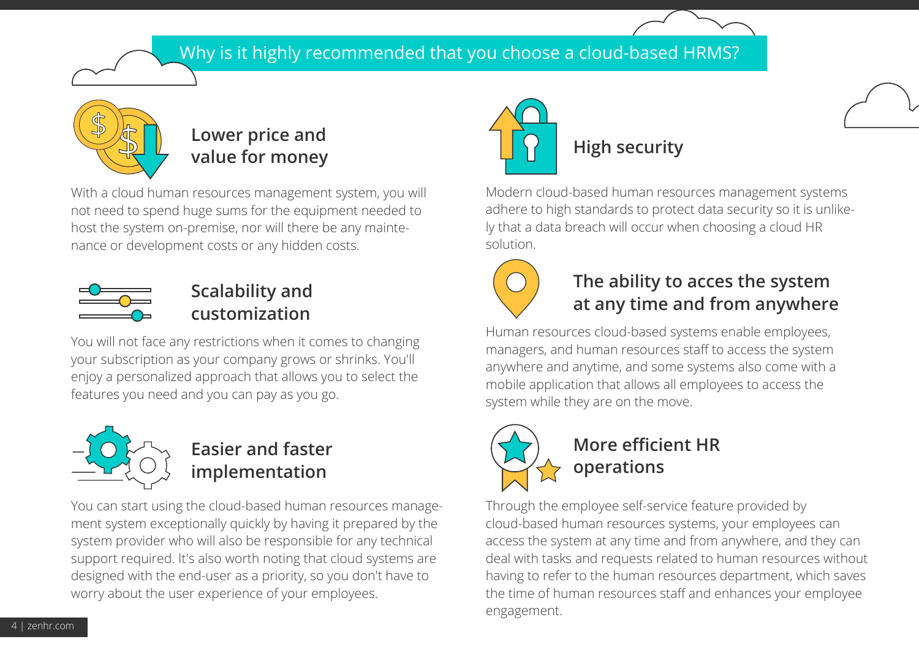# Why is it highly recommended that you choose a cloud-based HRMS?

## Lower price and value for money

With a cloud human resources management system, you will not need to spend huge sums for the equipment needed to host the system on-premise, nor will there be any maintenance or development costs or any hidden costs.

## Scalability and customization

You will not face any restrictions when it comes to changing your subscription as your company grows or shrinks. You'll enjoy a personalized approach that allows you to select the features you need and you can pay as you go.

## Easier and faster implementation

You can start using the cloud-based human resources management system exceptionally quickly by having it prepared by the system provider who will also be responsible for any technical support required. It's also worth noting that cloud systems are designed with the end-user as a priority, so you don't have to worry about the user experience of your employees.

## High security

Modern cloud-based human resources management systems adhere to high standards to protect data security so it is unlikely that a data breach will occur when choosing a cloud HR solution.

## The ability to acces the system at any time and from anywhere

Human resources cloud-based systems enable employees, managers, and human resources staff to access the system anywhere and anytime, and some systems also come with a mobile application that allows all employees to access the system while they are on the move.

## More efficient HR operations

Through the employee self-service feature provided by cloud-based human resources systems, your employees can access the system at any time and from anywhere, and they can deal with tasks and requests related to human resources without having to refer to the human resources department, which saves the time of human resources staff and enhances your employee engagement.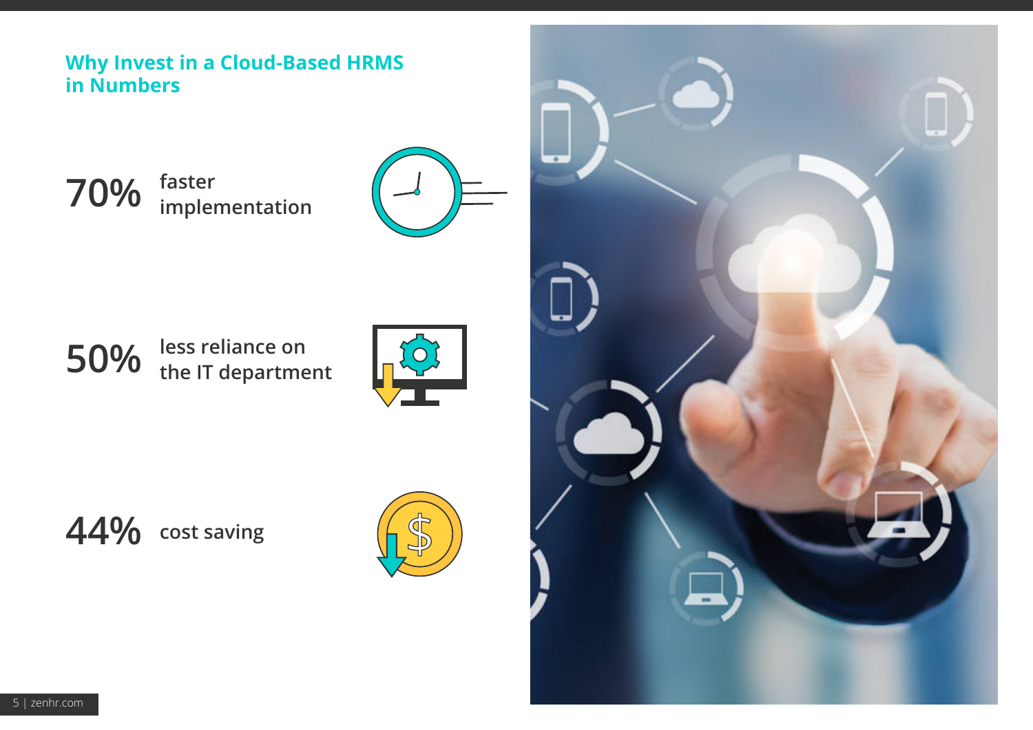## Why Invest in a Cloud-Based HRMS in Numbers

**70%** faster implementation

**50%** less reliance on the IT department

**44%** cost saving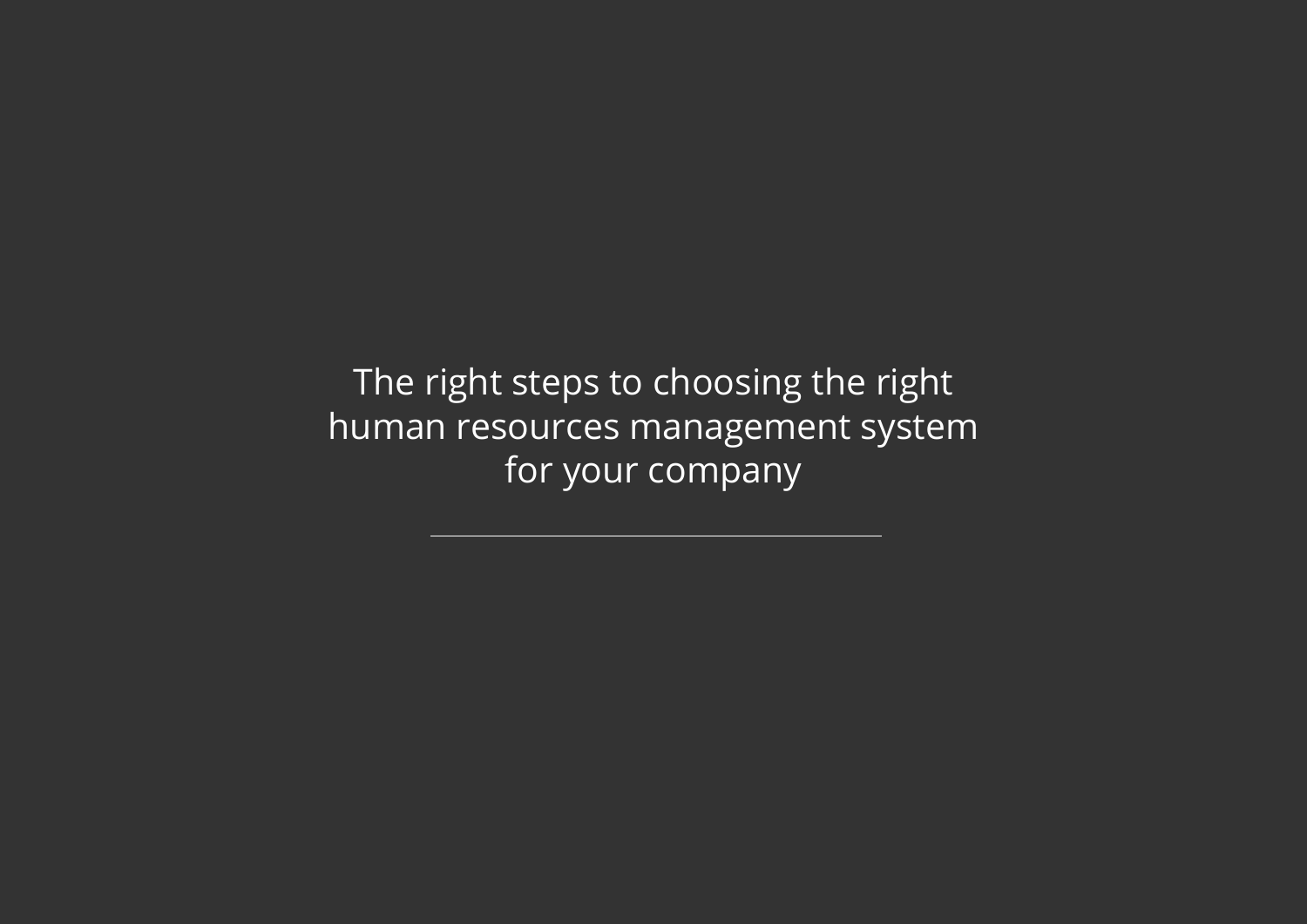# The right steps to choosing the right human resources management system for your company

---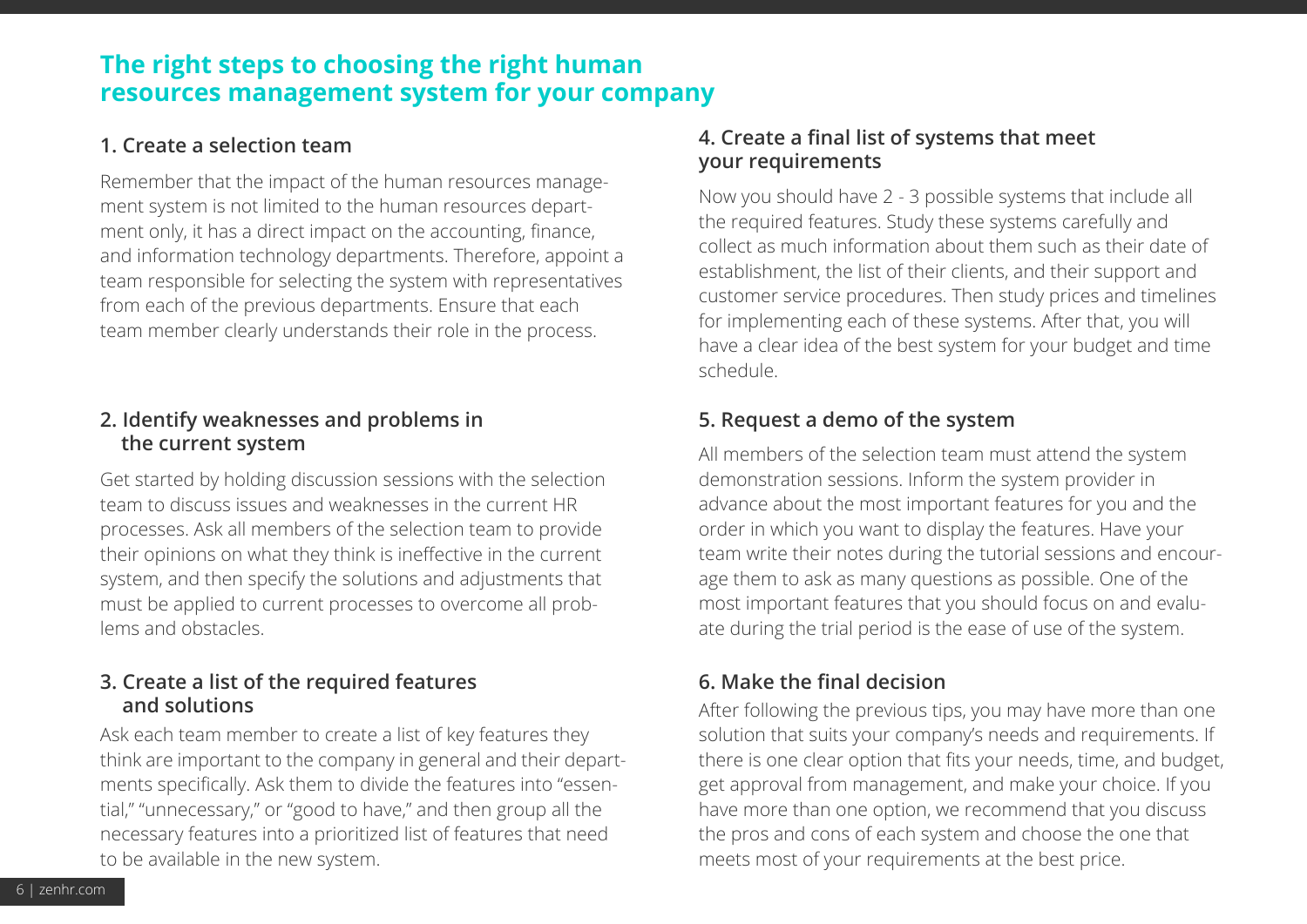## The right steps to choosing the right human resources management system for your company

### 1. Create a selection team

Remember that the impact of the human resources management system is not limited to the human resources department only, it has a direct impact on the accounting, finance, and information technology departments. Therefore, appoint a team responsible for selecting the system with representatives from each of the previous departments. Ensure that each team member clearly understands their role in the process.

### 2. Identify weaknesses and problems in the current system

Get started by holding discussion sessions with the selection team to discuss issues and weaknesses in the current HR processes. Ask all members of the selection team to provide their opinions on what they think is ineffective in the current system, and then specify the solutions and adjustments that must be applied to current processes to overcome all problems and obstacles.

### 3. Create a list of the required features and solutions

Ask each team member to create a list of key features they think are important to the company in general and their departments specifically. Ask them to divide the features into "essential," "unnecessary," or "good to have," and then group all the necessary features into a prioritized list of features that need to be available in the new system.

### 4. Create a final list of systems that meet your requirements

Now you should have 2 - 3 possible systems that include all the required features. Study these systems carefully and collect as much information about them such as their date of establishment, the list of their clients, and their support and customer service procedures. Then study prices and timelines for implementing each of these systems. After that, you will have a clear idea of the best system for your budget and time schedule.

### 5. Request a demo of the system

All members of the selection team must attend the system demonstration sessions. Inform the system provider in advance about the most important features for you and the order in which you want to display the features. Have your team write their notes during the tutorial sessions and encourage them to ask as many questions as possible. One of the most important features that you should focus on and evaluate during the trial period is the ease of use of the system.

### 6. Make the final decision

After following the previous tips, you may have more than one solution that suits your company's needs and requirements. If there is one clear option that fits your needs, time, and budget, get approval from management, and make your choice. If you have more than one option, we recommend that you discuss the pros and cons of each system and choose the one that meets most of your requirements at the best price.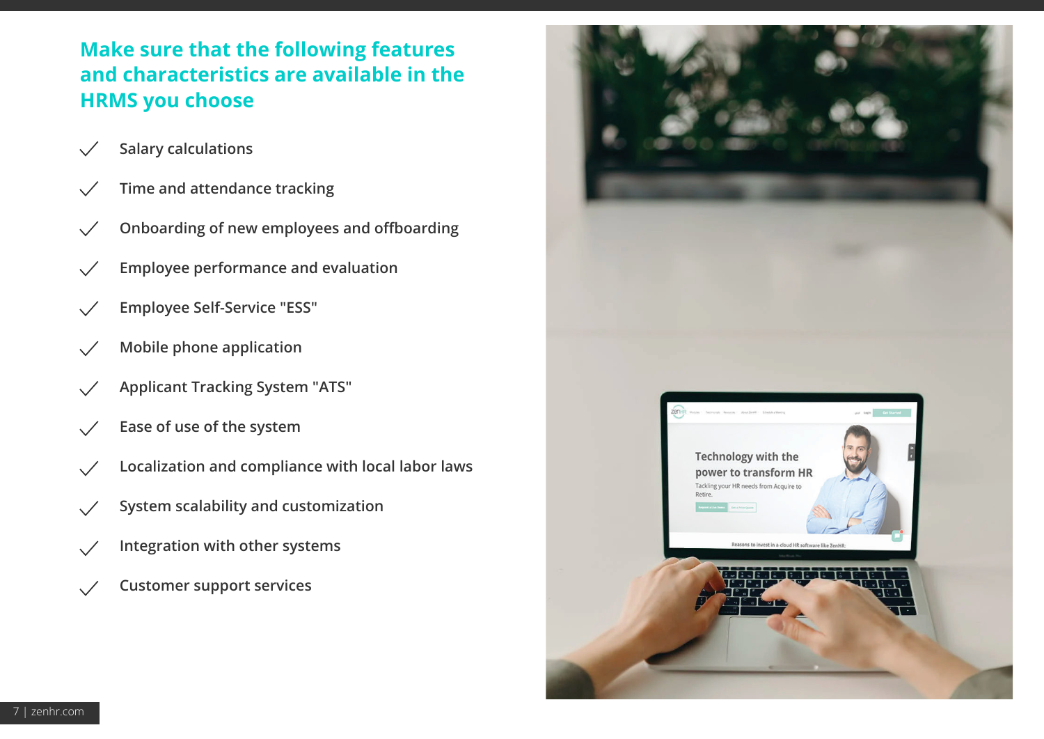## Make sure that the following features and characteristics are available in the HRMS you choose

- Salary calculations
- Time and attendance tracking
- Onboarding of new employees and offboarding
- Employee performance and evaluation
- Employee Self-Service "ESS"
- Mobile phone application
- Applicant Tracking System "ATS"
- Ease of use of the system
- Localization and compliance with local labor laws
- System scalability and customization
- Integration with other systems
- Customer support services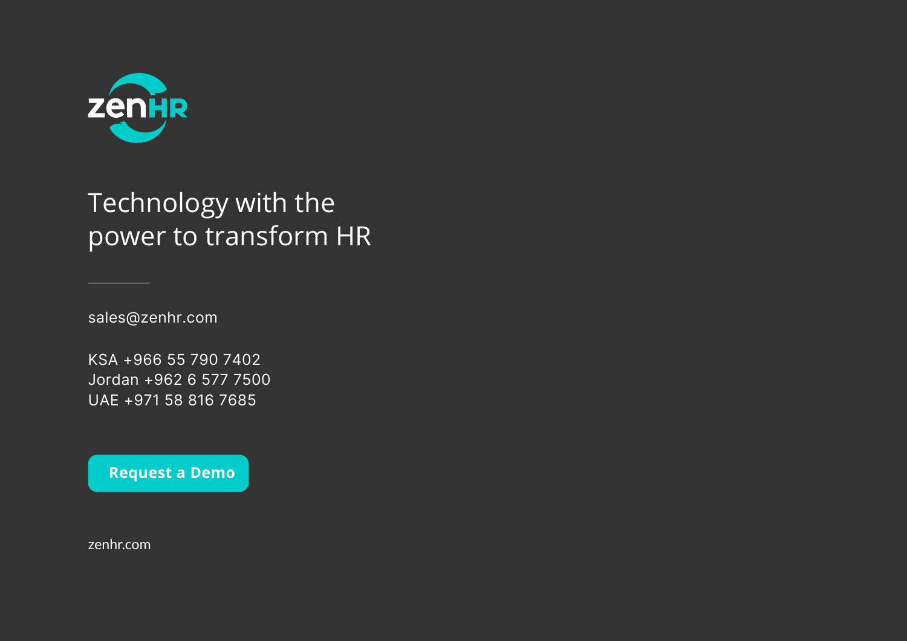zenHR

Technology with the
power to transform HR

---

sales@zenhr.com

KSA +966 55 790 7402
Jordan +962 6 577 7500
UAE +971 58 816 7685

**Request a Demo**

zenhr.com